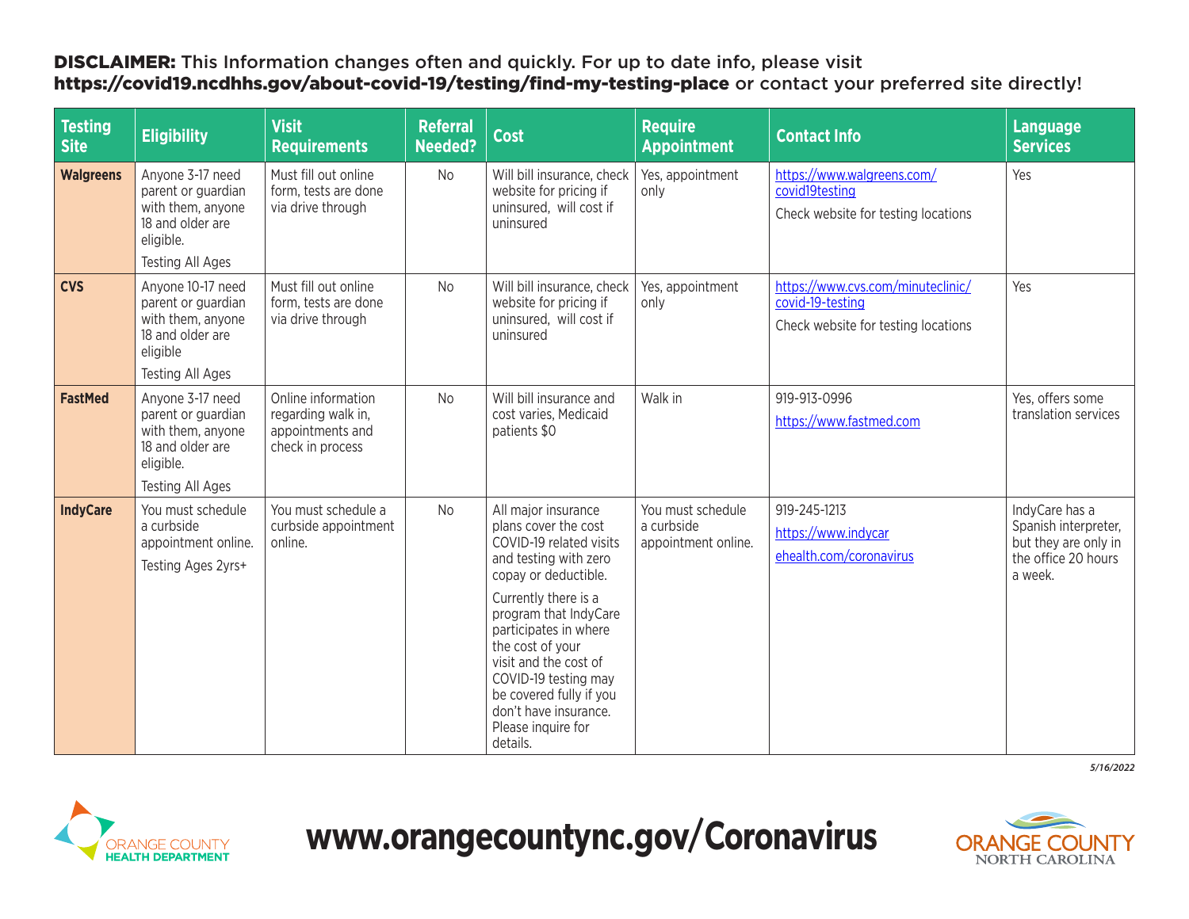**DISCLAIMER:** This Information changes often and quickly. For up to date info, please visit **https://covid19.ncdhhs.gov/about-covid-19/testing/find-my-testing-place** or contact your preferred site directly!

| Testing Site | Eligibility | Visit Requirements | Referral Needed? | Cost | Require Appointment | Contact Info | Language Services |
|---|---|---|---|---|---|---|---|
| **Walgreens** | Anyone 3-17 need parent or guardian with them, anyone 18 and older are eligible.<br>Testing All Ages | Must fill out online form, tests are done via drive through | No | Will bill insurance, check website for pricing if uninsured, will cost if uninsured | Yes, appointment only | https://www.walgreens.com/covid19testing<br>Check website for testing locations | Yes |
| **CVS** | Anyone 10-17 need parent or guardian with them, anyone 18 and older are eligible<br>Testing All Ages | Must fill out online form, tests are done via drive through | No | Will bill insurance, check website for pricing if uninsured, will cost if uninsured | Yes, appointment only | https://www.cvs.com/minuteclinic/covid-19-testing<br>Check website for testing locations | Yes |
| **FastMed** | Anyone 3-17 need parent or guardian with them, anyone 18 and older are eligible.<br>Testing All Ages | Online information regarding walk in, appointments and check in process | No | Will bill insurance and cost varies, Medicaid patients $0 | Walk in | 919-913-0996<br>https://www.fastmed.com | Yes, offers some translation services |
| **IndyCare** | You must schedule a curbside appointment online.<br>Testing Ages 2yrs+ | You must schedule a curbside appointment online. | No | All major insurance plans cover the cost COVID-19 related visits and testing with zero copay or deductible.<br>Currently there is a program that IndyCare participates in where the cost of your visit and the cost of COVID-19 testing may be covered fully if you don't have insurance. Please inquire for details. | You must schedule a curbside appointment online. | 919-245-1213<br>https://www.indycarehealth.com/coronavirus | IndyCare has a Spanish interpreter, but they are only in the office 20 hours a week. |

*5/16/2022*

ORANGE COUNTY HEALTH DEPARTMENT

**www.orangecountync.gov/Coronavirus**

ORANGE COUNTY NORTH CAROLINA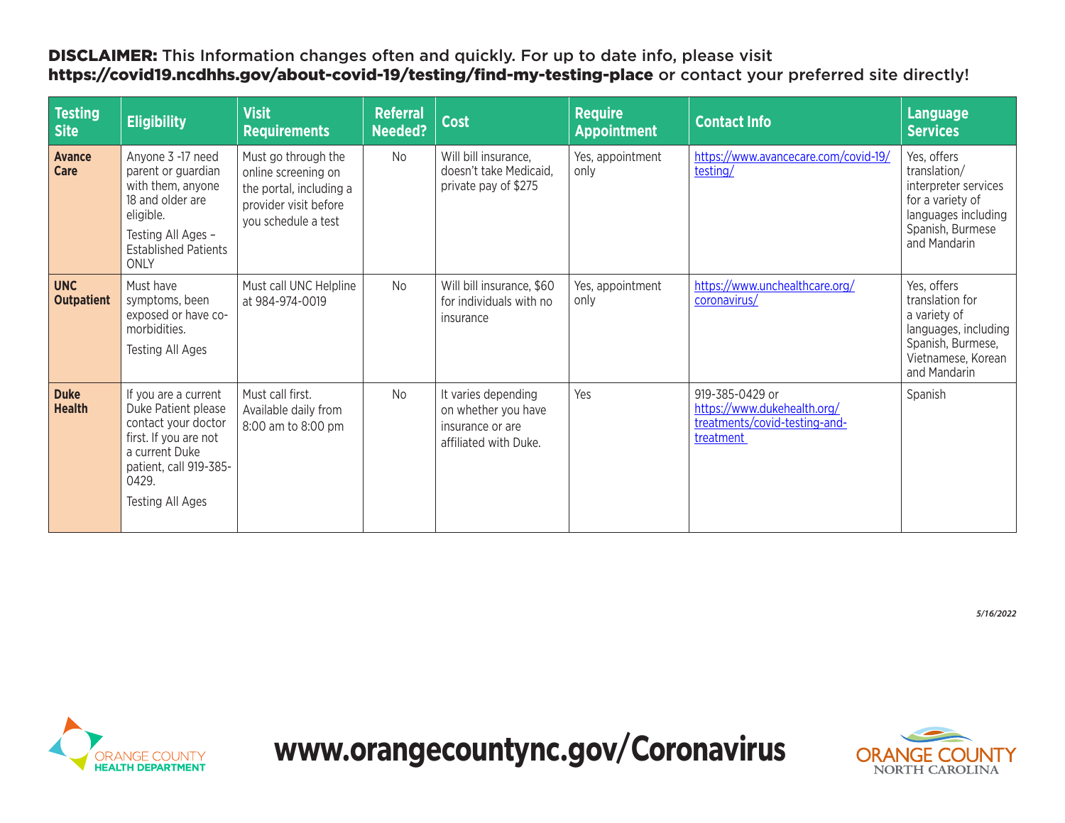**DISCLAIMER:** This Information changes often and quickly. For up to date info, please visit **https://covid19.ncdhhs.gov/about-covid-19/testing/find-my-testing-place** or contact your preferred site directly!

| Testing Site | Eligibility | Visit Requirements | Referral Needed? | Cost | Require Appointment | Contact Info | Language Services |
|---|---|---|---|---|---|---|---|
| **Avance Care** | Anyone 3 -17 need parent or guardian with them, anyone 18 and older are eligible. Testing All Ages – Established Patients ONLY | Must go through the online screening on the portal, including a provider visit before you schedule a test | No | Will bill insurance, doesn't take Medicaid, private pay of $275 | Yes, appointment only | https://www.avancecare.com/covid-19/testing/ | Yes, offers translation/ interpreter services for a variety of languages including Spanish, Burmese and Mandarin |
| **UNC Outpatient** | Must have symptoms, been exposed or have co-morbidities. Testing All Ages | Must call UNC Helpline at 984-974-0019 | No | Will bill insurance, $60 for individuals with no insurance | Yes, appointment only | https://www.unchealthcare.org/coronavirus/ | Yes, offers translation for a variety of languages, including Spanish, Burmese, Vietnamese, Korean and Mandarin |
| **Duke Health** | If you are a current Duke Patient please contact your doctor first. If you are not a current Duke patient, call 919-385-0429. Testing All Ages | Must call first. Available daily from 8:00 am to 8:00 pm | No | It varies depending on whether you have insurance or are affiliated with Duke. | Yes | 919-385-0429 or https://www.dukehealth.org/treatments/covid-testing-and-treatment | Spanish |

*5/16/2022*

ORANGE COUNTY HEALTH DEPARTMENT

**www.orangecountync.gov/Coronavirus**

ORANGE COUNTY NORTH CAROLINA